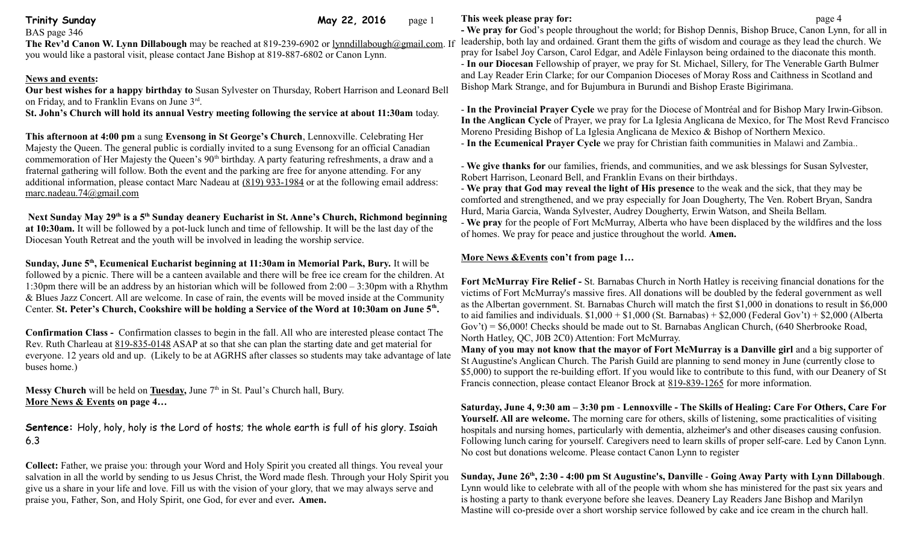**Trinity Sunday** **May 22, 2016**

BAS page 346

**The Rev'd Canon W. Lynn Dillabaugh** may be reached at 819-239-6902 or lynndillabough@gmail.com. If you would like a pastoral visit, please contact Jane Bishop at 819-887-6802 or Canon Lynn.

**News and events:**

**Our best wishes for a happy birthday to** Susan Sylvester on Thursday, Robert Harrison and Leonard Bell on Friday, and to Franklin Evans on June 3rd.

**St. John's Church will hold its annual Vestry meeting following the service at about 11:30am** today.

**This afternoon at 4:00 pm** a sung **Evensong in St George's Church**, Lennoxville. Celebrating Her Majesty the Queen. The general public is cordially invited to a sung Evensong for an official Canadian commemoration of Her Majesty the Queen's 90th birthday. A party featuring refreshments, a draw and a fraternal gathering will follow. Both the event and the parking are free for anyone attending. For any additional information, please contact Marc Nadeau at (819) 933-1984 or at the following email address: marc.nadeau.74@gmail.com

**Next Sunday May 29th is a 5th Sunday deanery Eucharist in St. Anne's Church, Richmond beginning at 10:30am.** It will be followed by a pot-luck lunch and time of fellowship. It will be the last day of the Diocesan Youth Retreat and the youth will be involved in leading the worship service.

**Sunday, June 5th, Ecumenical Eucharist beginning at 11:30am in Memorial Park, Bury.** It will be followed by a picnic. There will be a canteen available and there will be free ice cream for the children. At 1:30pm there will be an address by an historian which will be followed from 2:00 – 3:30pm with a Rhythm & Blues Jazz Concert. All are welcome. In case of rain, the events will be moved inside at the Community Center. **St. Peter's Church, Cookshire will be holding a Service of the Word at 10:30am on June 5th.**

**Confirmation Class -** Confirmation classes to begin in the fall. All who are interested please contact The Rev. Ruth Charleau at 819-835-0148 ASAP at so that she can plan the starting date and get material for everyone. 12 years old and up. (Likely to be at AGRHS after classes so students may take advantage of late buses home.)

**Messy Church** will be held on **Tuesday,** June 7th in St. Paul's Church hall, Bury.

**More News & Events on page 4…**

**Sentence:** Holy, holy, holy is the Lord of hosts; the whole earth is full of his glory. Isaiah 6.3

**Collect:** Father, we praise you: through your Word and Holy Spirit you created all things. You reveal your salvation in all the world by sending to us Jesus Christ, the Word made flesh. Through your Holy Spirit you give us a share in your life and love. Fill us with the vision of your glory, that we may always serve and praise you, Father, Son, and Holy Spirit, one God, for ever and ever**. Amen.**

**This week please pray for:**

**- We pray for** God's people throughout the world; for Bishop Dennis, Bishop Bruce, Canon Lynn, for all in leadership, both lay and ordained. Grant them the gifts of wisdom and courage as they lead the church. We pray for Isabel Joy Carson, Carol Edgar, and Adèle Finlayson being ordained to the diaconate this month.

- **In our Diocesan** Fellowship of prayer, we pray for St. Michael, Sillery, for The Venerable Garth Bulmer and Lay Reader Erin Clarke; for our Companion Dioceses of Moray Ross and Caithness in Scotland and Bishop Mark Strange, and for Bujumbura in Burundi and Bishop Eraste Bigirimana.

- **In the Provincial Prayer Cycle** we pray for the Diocese of Montréal and for Bishop Mary Irwin-Gibson. **In the Anglican Cycle** of Prayer, we pray for La Iglesia Anglicana de Mexico, for The Most Revd Francisco Moreno Presiding Bishop of La Iglesia Anglicana de Mexico & Bishop of Northern Mexico.

- **In the Ecumenical Prayer Cycle** we pray for Christian faith communities in Malawi and Zambia..

- **We give thanks for** our families, friends, and communities, and we ask blessings for Susan Sylvester, Robert Harrison, Leonard Bell, and Franklin Evans on their birthdays.

- **We pray that God may reveal the light of His presence** to the weak and the sick, that they may be comforted and strengthened, and we pray especially for Joan Dougherty, The Ven. Robert Bryan, Sandra Hurd, Maria Garcia, Wanda Sylvester, Audrey Dougherty, Erwin Watson, and Sheila Bellam.

- **We pray** for the people of Fort McMurray, Alberta who have been displaced by the wildfires and the loss of homes. We pray for peace and justice throughout the world. **Amen.**

**More News &Events con't from page 1…**

**Fort McMurray Fire Relief -** St. Barnabas Church in North Hatley is receiving financial donations for the victims of Fort McMurray's massive fires. All donations will be doubled by the federal government as well as the Albertan government. St. Barnabas Church will match the first $1,000 in donations to result in $6,000 to aid families and individuals. $1,000 + $1,000 (St. Barnabas) + $2,000 (Federal Gov't) + $2,000 (Alberta Gov't) = $6,000! Checks should be made out to St. Barnabas Anglican Church, (640 Sherbrooke Road, North Hatley, QC, J0B 2C0) Attention: Fort McMurray.

**Many of you may not know that the mayor of Fort McMurray is a Danville girl** and a big supporter of St Augustine's Anglican Church. The Parish Guild are planning to send money in June (currently close to $5,000) to support the re-building effort. If you would like to contribute to this fund, with our Deanery of St Francis connection, please contact Eleanor Brock at 819-839-1265 for more information.

**Saturday, June 4, 9:30 am – 3:30 pm** - **Lennoxville - The Skills of Healing: Care For Others, Care For Yourself. All are welcome.** The morning care for others, skills of listening, some practicalities of visiting hospitals and nursing homes, particularly with dementia, alzheimer's and other diseases causing confusion. Following lunch caring for yourself. Caregivers need to learn skills of proper self-care. Led by Canon Lynn. No cost but donations welcome. Please contact Canon Lynn to register

**Sunday, June 26th, 2:30 - 4:00 pm St Augustine's, Danville** - **Going Away Party with Lynn Dillabough**. Lynn would like to celebrate with all of the people with whom she has ministered for the past six years and is hosting a party to thank everyone before she leaves. Deanery Lay Readers Jane Bishop and Marilyn Mastine will co-preside over a short worship service followed by cake and ice cream in the church hall.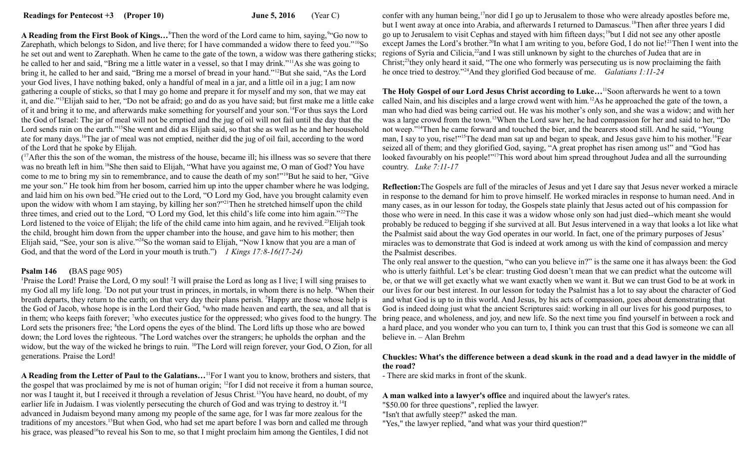**Readings for Pentecost +3 (Proper 10) June 5, 2016 (Year C)**

**A Reading from the First Book of Kings…**[8]Then the word of the Lord came to him, saying,[9]"Go now to Zarephath, which belongs to Sidon, and live there; for I have commanded a widow there to feed you."[10]So he set out and went to Zarephath. When he came to the gate of the town, a widow was there gathering sticks; he called to her and said, "Bring me a little water in a vessel, so that I may drink."[11]As she was going to bring it, he called to her and said, "Bring me a morsel of bread in your hand."[12]But she said, "As the Lord your God lives, I have nothing baked, only a handful of meal in a jar, and a little oil in a jug; I am now gathering a couple of sticks, so that I may go home and prepare it for myself and my son, that we may eat it, and die."[13]Elijah said to her, "Do not be afraid; go and do as you have said; but first make me a little cake of it and bring it to me, and afterwards make something for yourself and your son.[14]For thus says the Lord the God of Israel: The jar of meal will not be emptied and the jug of oil will not fail until the day that the Lord sends rain on the earth."[15]She went and did as Elijah said, so that she as well as he and her household ate for many days.[16]The jar of meal was not emptied, neither did the jug of oil fail, according to the word of the Lord that he spoke by Elijah.

([17]After this the son of the woman, the mistress of the house, became ill; his illness was so severe that there was no breath left in him.[18]She then said to Elijah, "What have you against me, O man of God? You have come to me to bring my sin to remembrance, and to cause the death of my son!"[19]But he said to her, "Give me your son." He took him from her bosom, carried him up into the upper chamber where he was lodging, and laid him on his own bed.[20]He cried out to the Lord, "O Lord my God, have you brought calamity even upon the widow with whom I am staying, by killing her son?"[21]Then he stretched himself upon the child three times, and cried out to the Lord, "O Lord my God, let this child's life come into him again."[22]The Lord listened to the voice of Elijah; the life of the child came into him again, and he revived.[23]Elijah took the child, brought him down from the upper chamber into the house, and gave him to his mother; then Elijah said, "See, your son is alive."[24]So the woman said to Elijah, "Now I know that you are a man of God, and that the word of the Lord in your mouth is truth.") *1 Kings 17:8-16(17-24)*

**Psalm 146 (**BAS page 905)

[1]Praise the Lord! Praise the Lord, O my soul! [2]I will praise the Lord as long as I live; I will sing praises to my God all my life long. [3]Do not put your trust in princes, in mortals, in whom there is no help. [4]When their breath departs, they return to the earth; on that very day their plans perish. [5]Happy are those whose help is the God of Jacob, whose hope is in the Lord their God, [6]who made heaven and earth, the sea, and all that is in them; who keeps faith forever; [7]who executes justice for the oppressed; who gives food to the hungry. The Lord sets the prisoners free; [8]the Lord opens the eyes of the blind. The Lord lifts up those who are bowed down; the Lord loves the righteous. [9]The Lord watches over the strangers; he upholds the orphan and the widow, but the way of the wicked he brings to ruin. [10]The Lord will reign forever, your God, O Zion, for all generations. Praise the Lord!

**A Reading from the Letter of Paul to the Galatians…**[11]For I want you to know, brothers and sisters, that the gospel that was proclaimed by me is not of human origin; [12]for I did not receive it from a human source, nor was I taught it, but I received it through a revelation of Jesus Christ.[13]You have heard, no doubt, of my earlier life in Judaism. I was violently persecuting the church of God and was trying to destroy it.[14]I advanced in Judaism beyond many among my people of the same age, for I was far more zealous for the traditions of my ancestors.[15]But when God, who had set me apart before I was born and called me through his grace, was pleased[16]to reveal his Son to me, so that I might proclaim him among the Gentiles, I did not confer with any human being,[17]nor did I go up to Jerusalem to those who were already apostles before me, but I went away at once into Arabia, and afterwards I returned to Damascus.[18]Then after three years I did go up to Jerusalem to visit Cephas and stayed with him fifteen days;[19]but I did not see any other apostle except James the Lord's brother.[20]In what I am writing to you, before God, I do not lie![21]Then I went into the regions of Syria and Cilicia,[22]and I was still unknown by sight to the churches of Judea that are in Christ;[23]they only heard it said, "The one who formerly was persecuting us is now proclaiming the faith he once tried to destroy."[24]And they glorified God because of me. *Galatians 1:11-24*

**The Holy Gospel of our Lord Jesus Christ according to Luke…**[11]Soon afterwards he went to a town called Nain, and his disciples and a large crowd went with him.[12]As he approached the gate of the town, a man who had died was being carried out. He was his mother's only son, and she was a widow; and with her was a large crowd from the town.[13]When the Lord saw her, he had compassion for her and said to her, "Do not weep."[14]Then he came forward and touched the bier, and the bearers stood still. And he said, "Young man, I say to you, rise!"[15]The dead man sat up and began to speak, and Jesus gave him to his mother.[16]Fear seized all of them; and they glorified God, saying, "A great prophet has risen among us!" and "God has looked favourably on his people!"[17]This word about him spread throughout Judea and all the surrounding country. *Luke 7:11-17*

**Reflection:**The Gospels are full of the miracles of Jesus and yet I dare say that Jesus never worked a miracle in response to the demand for him to prove himself. He worked miracles in response to human need. And in many cases, as in our lesson for today, the Gospels state plainly that Jesus acted out of his compassion for those who were in need. In this case it was a widow whose only son had just died--which meant she would probably be reduced to begging if she survived at all. But Jesus intervened in a way that looks a lot like what the Psalmist said about the way God operates in our world. In fact, one of the primary purposes of Jesus' miracles was to demonstrate that God is indeed at work among us with the kind of compassion and mercy the Psalmist describes.

The only real answer to the question, "who can you believe in?" is the same one it has always been: the God who is utterly faithful. Let's be clear: trusting God doesn't mean that we can predict what the outcome will be, or that we will get exactly what we want exactly when we want it. But we can trust God to be at work in our lives for our best interest. In our lesson for today the Psalmist has a lot to say about the character of God and what God is up to in this world. And Jesus, by his acts of compassion, goes about demonstrating that God is indeed doing just what the ancient Scriptures said: working in all our lives for his good purposes, to bring peace, and wholeness, and joy, and new life. So the next time you find yourself in between a rock and a hard place, and you wonder who you can turn to, I think you can trust that this God is someone we can all believe in. – Alan Brehm

**Chuckles: What's the difference between a dead skunk in the road and a dead lawyer in the middle of the road?**

- There are skid marks in front of the skunk.

**A man walked into a lawyer's office** and inquired about the lawyer's rates.

"$50.00 for three questions", replied the lawyer.

"Isn't that awfully steep?" asked the man.

"Yes," the lawyer replied, "and what was your third question?"